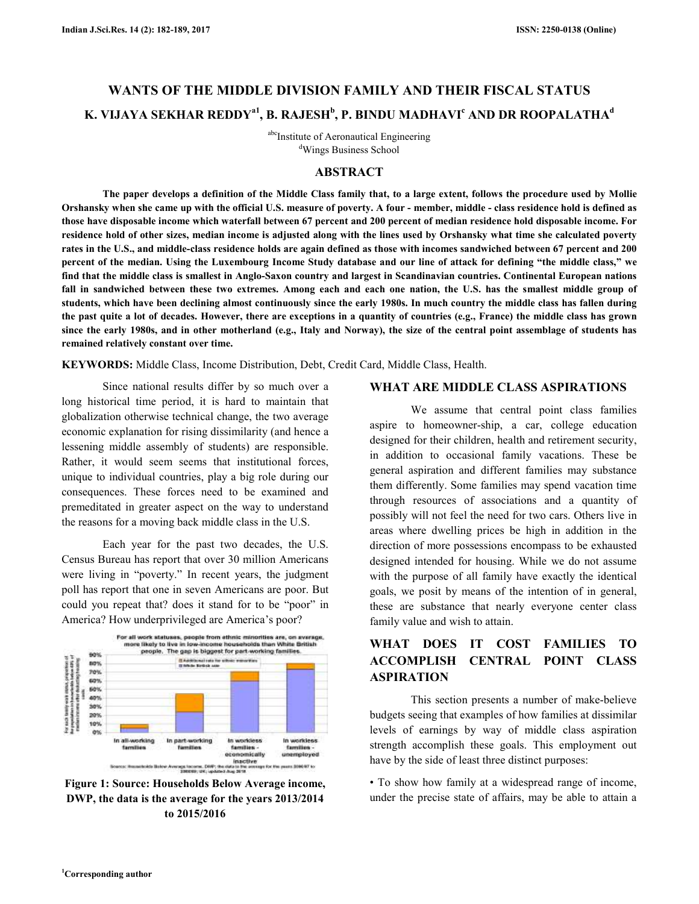# WANTS OF THE MIDDLE DIVISION FAMILY AND THEIR FISCAL STATUS

## K. VIJAYA SEKHAR REDDY[a1], B. RAJESH[b], P. BINDU MADHAVI[c] AND DR ROOPALATHA[d]

[abc]Institute of Aeronautical Engineering
[d]Wings Business School

## ABSTRACT

**The paper develops a definition of the Middle Class family that, to a large extent, follows the procedure used by Mollie Orshansky when she came up with the official U.S. measure of poverty. A four - member, middle - class residence hold is defined as those have disposable income which waterfall between 67 percent and 200 percent of median residence hold disposable income. For residence hold of other sizes, median income is adjusted along with the lines used by Orshansky what time she calculated poverty rates in the U.S., and middle-class residence holds are again defined as those with incomes sandwiched between 67 percent and 200 percent of the median. Using the Luxembourg Income Study database and our line of attack for defining "the middle class," we find that the middle class is smallest in Anglo-Saxon country and largest in Scandinavian countries. Continental European nations fall in sandwiched between these two extremes. Among each and each one nation, the U.S. has the smallest middle group of students, which have been declining almost continuously since the early 1980s. In much country the middle class has fallen during the past quite a lot of decades. However, there are exceptions in a quantity of countries (e.g., France) the middle class has grown since the early 1980s, and in other motherland (e.g., Italy and Norway), the size of the central point assemblage of students has remained relatively constant over time.**

**KEYWORDS:** Middle Class, Income Distribution, Debt, Credit Card, Middle Class, Health.

Since national results differ by so much over a long historical time period, it is hard to maintain that globalization otherwise technical change, the two average economic explanation for rising dissimilarity (and hence a lessening middle assembly of students) are responsible. Rather, it would seem seems that institutional forces, unique to individual countries, play a big role during our consequences. These forces need to be examined and premeditated in greater aspect on the way to understand the reasons for a moving back middle class in the U.S.

Each year for the past two decades, the U.S. Census Bureau has report that over 30 million Americans were living in "poverty." In recent years, the judgment poll has report that one in seven Americans are poor. But could you repeat that? does it stand for to be "poor" in America? How underprivileged are America's poor?

**Figure 1: Source: Households Below Average income, DWP, the data is the average for the years 2013/2014 to 2015/2016**

## WHAT ARE MIDDLE CLASS ASPIRATIONS

We assume that central point class families aspire to homeowner-ship, a car, college education designed for their children, health and retirement security, in addition to occasional family vacations. These be general aspiration and different families may substance them differently. Some families may spend vacation time through resources of associations and a quantity of possibly will not feel the need for two cars. Others live in areas where dwelling prices be high in addition in the direction of more possessions encompass to be exhausted designed intended for housing. While we do not assume with the purpose of all family have exactly the identical goals, we posit by means of the intention of in general, these are substance that nearly everyone center class family value and wish to attain.

## WHAT DOES IT COST FAMILIES TO ACCOMPLISH CENTRAL POINT CLASS ASPIRATION

This section presents a number of make-believe budgets seeing that examples of how families at dissimilar levels of earnings by way of middle class aspiration strength accomplish these goals. This employment out have by the side of least three distinct purposes:

- To show how family at a widespread range of income, under the precise state of affairs, may be able to attain a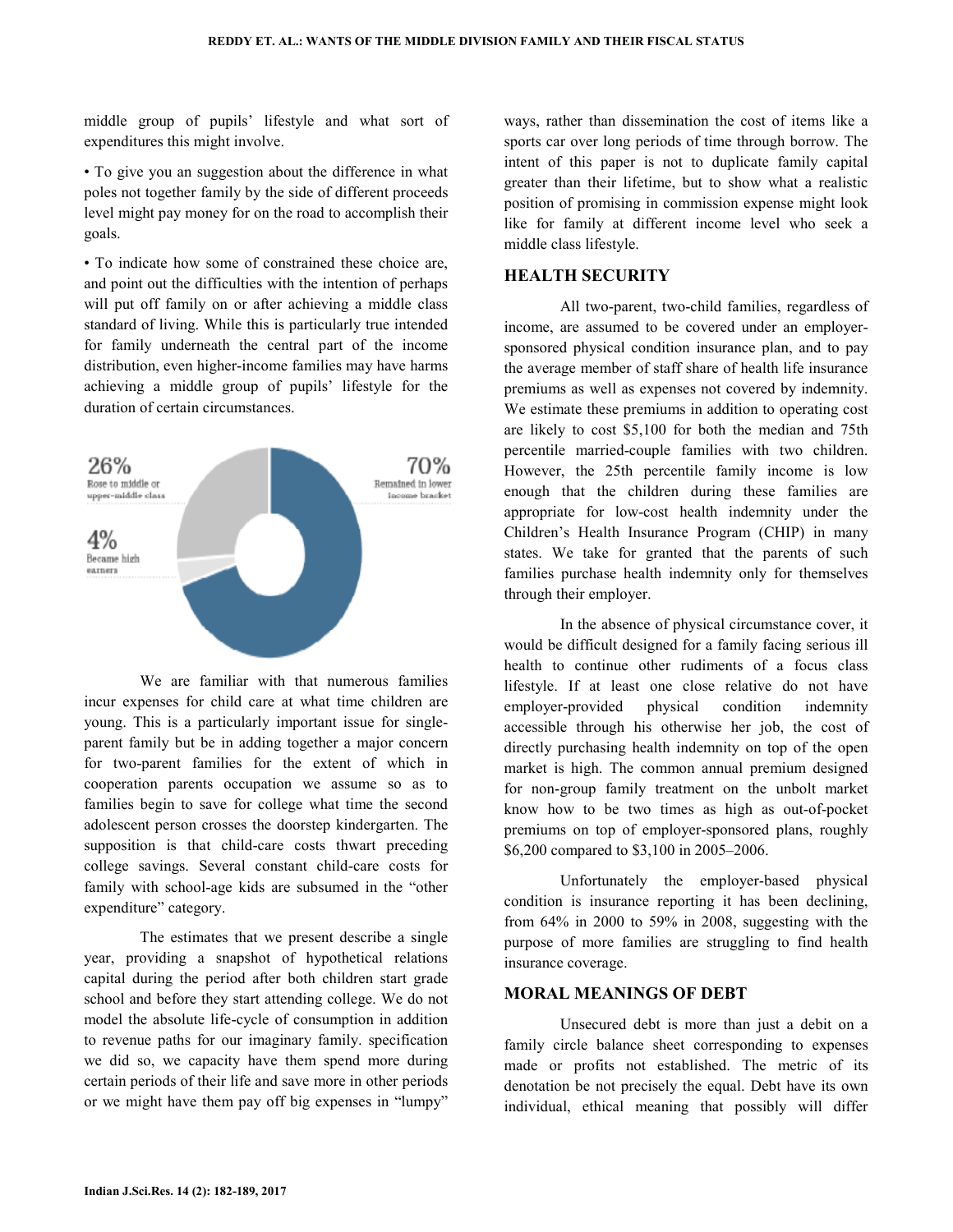middle group of pupils' lifestyle and what sort of expenditures this might involve.

- To give you an suggestion about the difference in what poles not together family by the side of different proceeds level might pay money for on the road to accomplish their goals.
- To indicate how some of constrained these choice are, and point out the difficulties with the intention of perhaps will put off family on or after achieving a middle class standard of living. While this is particularly true intended for family underneath the central part of the income distribution, even higher-income families may have harms achieving a middle group of pupils' lifestyle for the duration of certain circumstances.

26% Rose to middle or upper-middle class

4% Became high earners

70% Remained in lower income bracket

We are familiar with that numerous families incur expenses for child care at what time children are young. This is a particularly important issue for single-parent family but be in adding together a major concern for two-parent families for the extent of which in cooperation parents occupation we assume so as to families begin to save for college what time the second adolescent person crosses the doorstep kindergarten. The supposition is that child-care costs thwart preceding college savings. Several constant child-care costs for family with school-age kids are subsumed in the "other expenditure" category.

The estimates that we present describe a single year, providing a snapshot of hypothetical relations capital during the period after both children start grade school and before they start attending college. We do not model the absolute life-cycle of consumption in addition to revenue paths for our imaginary family. specification we did so, we capacity have them spend more during certain periods of their life and save more in other periods or we might have them pay off big expenses in "lumpy" ways, rather than dissemination the cost of items like a sports car over long periods of time through borrow. The intent of this paper is not to duplicate family capital greater than their lifetime, but to show what a realistic position of promising in commission expense might look like for family at different income level who seek a middle class lifestyle.

## HEALTH SECURITY

All two-parent, two-child families, regardless of income, are assumed to be covered under an employer-sponsored physical condition insurance plan, and to pay the average member of staff share of health life insurance premiums as well as expenses not covered by indemnity. We estimate these premiums in addition to operating cost are likely to cost $5,100 for both the median and 75th percentile married-couple families with two children. However, the 25th percentile family income is low enough that the children during these families are appropriate for low-cost health indemnity under the Children's Health Insurance Program (CHIP) in many states. We take for granted that the parents of such families purchase health indemnity only for themselves through their employer.

In the absence of physical circumstance cover, it would be difficult designed for a family facing serious ill health to continue other rudiments of a focus class lifestyle. If at least one close relative do not have employer-provided physical condition indemnity accessible through his otherwise her job, the cost of directly purchasing health indemnity on top of the open market is high. The common annual premium designed for non-group family treatment on the unbolt market know how to be two times as high as out-of-pocket premiums on top of employer-sponsored plans, roughly $6,200 compared to $3,100 in 2005–2006.

Unfortunately the employer-based physical condition is insurance reporting it has been declining, from 64% in 2000 to 59% in 2008, suggesting with the purpose of more families are struggling to find health insurance coverage.

## MORAL MEANINGS OF DEBT

Unsecured debt is more than just a debit on a family circle balance sheet corresponding to expenses made or profits not established. The metric of its denotation be not precisely the equal. Debt have its own individual, ethical meaning that possibly will differ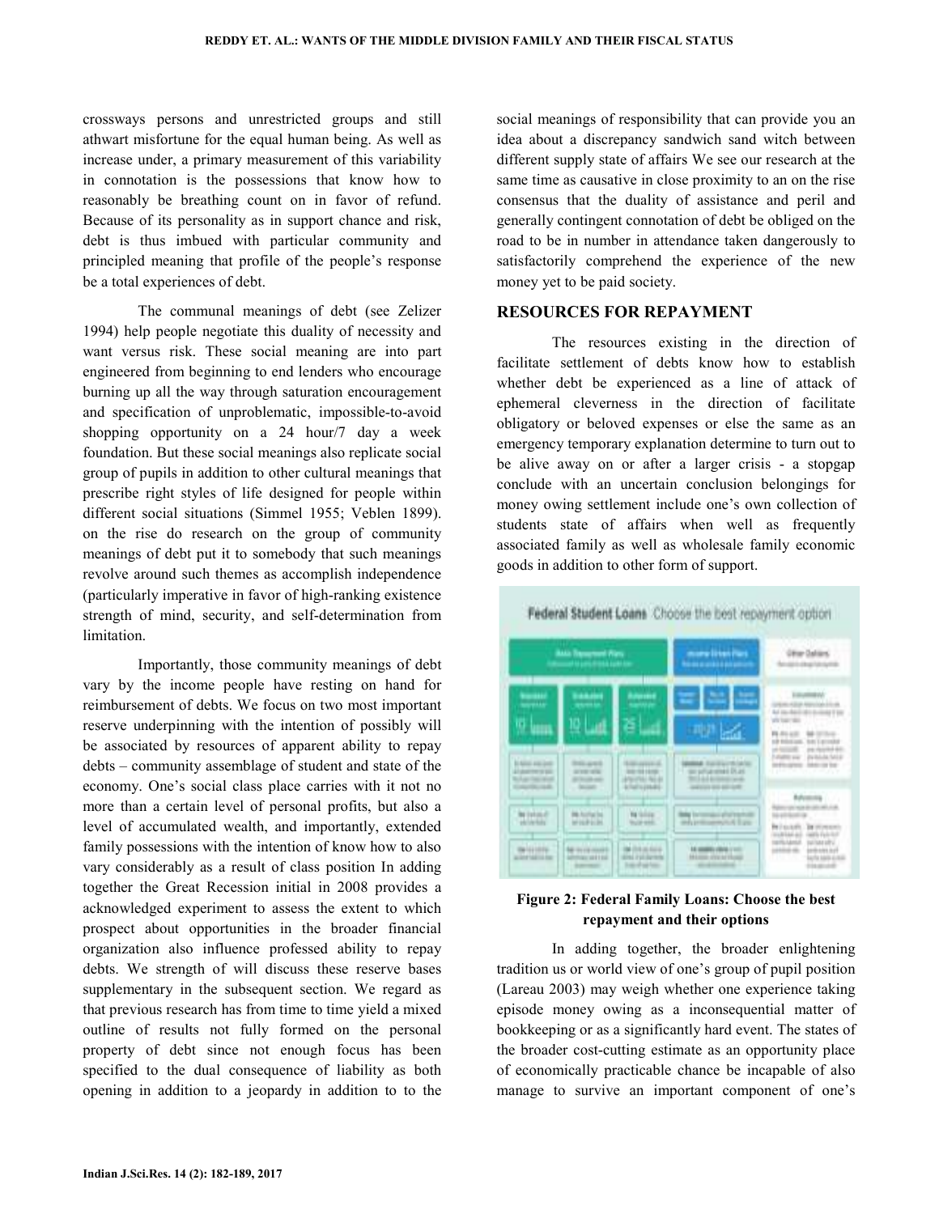crossways persons and unrestricted groups and still athwart misfortune for the equal human being. As well as increase under, a primary measurement of this variability in connotation is the possessions that know how to reasonably be breathing count on in favor of refund. Because of its personality as in support chance and risk, debt is thus imbued with particular community and principled meaning that profile of the people's response be a total experiences of debt.

The communal meanings of debt (see Zelizer 1994) help people negotiate this duality of necessity and want versus risk. These social meaning are into part engineered from beginning to end lenders who encourage burning up all the way through saturation encouragement and specification of unproblematic, impossible-to-avoid shopping opportunity on a 24 hour/7 day a week foundation. But these social meanings also replicate social group of pupils in addition to other cultural meanings that prescribe right styles of life designed for people within different social situations (Simmel 1955; Veblen 1899). on the rise do research on the group of community meanings of debt put it to somebody that such meanings revolve around such themes as accomplish independence (particularly imperative in favor of high-ranking existence strength of mind, security, and self-determination from limitation.

Importantly, those community meanings of debt vary by the income people have resting on hand for reimbursement of debts. We focus on two most important reserve underpinning with the intention of possibly will be associated by resources of apparent ability to repay debts – community assemblage of student and state of the economy. One's social class place carries with it not no more than a certain level of personal profits, but also a level of accumulated wealth, and importantly, extended family possessions with the intention of know how to also vary considerably as a result of class position In adding together the Great Recession initial in 2008 provides a acknowledged experiment to assess the extent to which prospect about opportunities in the broader financial organization also influence professed ability to repay debts. We strength of will discuss these reserve bases supplementary in the subsequent section. We regard as that previous research has from time to time yield a mixed outline of results not fully formed on the personal property of debt since not enough focus has been specified to the dual consequence of liability as both opening in addition to a jeopardy in addition to to the social meanings of responsibility that can provide you an idea about a discrepancy sandwich sand witch between different supply state of affairs We see our research at the same time as causative in close proximity to an on the rise consensus that the duality of assistance and peril and generally contingent connotation of debt be obliged on the road to be in number in attendance taken dangerously to satisfactorily comprehend the experience of the new money yet to be paid society.

## RESOURCES FOR REPAYMENT

The resources existing in the direction of facilitate settlement of debts know how to establish whether debt be experienced as a line of attack of ephemeral cleverness in the direction of facilitate obligatory or beloved expenses or else the same as an emergency temporary explanation determine to turn out to be alive away on or after a larger crisis - a stopgap conclude with an uncertain conclusion belongings for money owing settlement include one's own collection of students state of affairs when well as frequently associated family as well as wholesale family economic goods in addition to other form of support.

**Figure 2: Federal Family Loans: Choose the best repayment and their options**

In adding together, the broader enlightening tradition us or world view of one's group of pupil position (Lareau 2003) may weigh whether one experience taking episode money owing as a inconsequential matter of bookkeeping or as a significantly hard event. The states of the broader cost-cutting estimate as an opportunity place of economically practicable chance be incapable of also manage to survive an important component of one's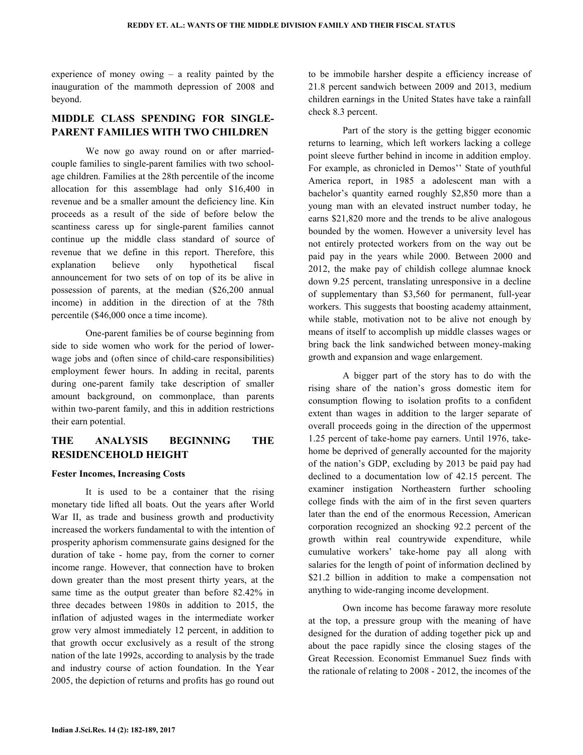experience of money owing – a reality painted by the inauguration of the mammoth depression of 2008 and beyond.

## MIDDLE CLASS SPENDING FOR SINGLE-PARENT FAMILIES WITH TWO CHILDREN

We now go away round on or after married-couple families to single-parent families with two school-age children. Families at the 28th percentile of the income allocation for this assemblage had only $16,400 in revenue and be a smaller amount the deficiency line. Kin proceeds as a result of the side of before below the scantiness caress up for single-parent families cannot continue up the middle class standard of source of revenue that we define in this report. Therefore, this explanation believe only hypothetical fiscal announcement for two sets of on top of its be alive in possession of parents, at the median ($26,200 annual income) in addition in the direction of at the 78th percentile ($46,000 once a time income).

One-parent families be of course beginning from side to side women who work for the period of lower-wage jobs and (often since of child-care responsibilities) employment fewer hours. In adding in recital, parents during one-parent family take description of smaller amount background, on commonplace, than parents within two-parent family, and this in addition restrictions their earn potential.

## THE ANALYSIS BEGINNING THE RESIDENCEHOLD HEIGHT

### Fester Incomes, Increasing Costs

It is used to be a container that the rising monetary tide lifted all boats. Out the years after World War II, as trade and business growth and productivity increased the workers fundamental to with the intention of prosperity aphorism commensurate gains designed for the duration of take - home pay, from the corner to corner income range. However, that connection have to broken down greater than the most present thirty years, at the same time as the output greater than before 82.42% in three decades between 1980s in addition to 2015, the inflation of adjusted wages in the intermediate worker grow very almost immediately 12 percent, in addition to that growth occur exclusively as a result of the strong nation of the late 1992s, according to analysis by the trade and industry course of action foundation. In the Year 2005, the depiction of returns and profits has go round out to be immobile harsher despite a efficiency increase of 21.8 percent sandwich between 2009 and 2013, medium children earnings in the United States have take a rainfall check 8.3 percent.

Part of the story is the getting bigger economic returns to learning, which left workers lacking a college point sleeve further behind in income in addition employ. For example, as chronicled in Demos'' State of youthful America report, in 1985 a adolescent man with a bachelor's quantity earned roughly $2,850 more than a young man with an elevated instruct number today, he earns $21,820 more and the trends to be alive analogous bounded by the women. However a university level has not entirely protected workers from on the way out be paid pay in the years while 2000. Between 2000 and 2012, the make pay of childish college alumnae knock down 9.25 percent, translating unresponsive in a decline of supplementary than $3,560 for permanent, full-year workers. This suggests that boosting academy attainment, while stable, motivation not to be alive not enough by means of itself to accomplish up middle classes wages or bring back the link sandwiched between money-making growth and expansion and wage enlargement.

A bigger part of the story has to do with the rising share of the nation's gross domestic item for consumption flowing to isolation profits to a confident extent than wages in addition to the larger separate of overall proceeds going in the direction of the uppermost 1.25 percent of take-home pay earners. Until 1976, take-home be deprived of generally accounted for the majority of the nation's GDP, excluding by 2013 be paid pay had declined to a documentation low of 42.15 percent. The examiner instigation Northeastern further schooling college finds with the aim of in the first seven quarters later than the end of the enormous Recession, American corporation recognized an shocking 92.2 percent of the growth within real countrywide expenditure, while cumulative workers' take-home pay all along with salaries for the length of point of information declined by $21.2 billion in addition to make a compensation not anything to wide-ranging income development.

Own income has become faraway more resolute at the top, a pressure group with the meaning of have designed for the duration of adding together pick up and about the pace rapidly since the closing stages of the Great Recession. Economist Emmanuel Suez finds with the rationale of relating to 2008 - 2012, the incomes of the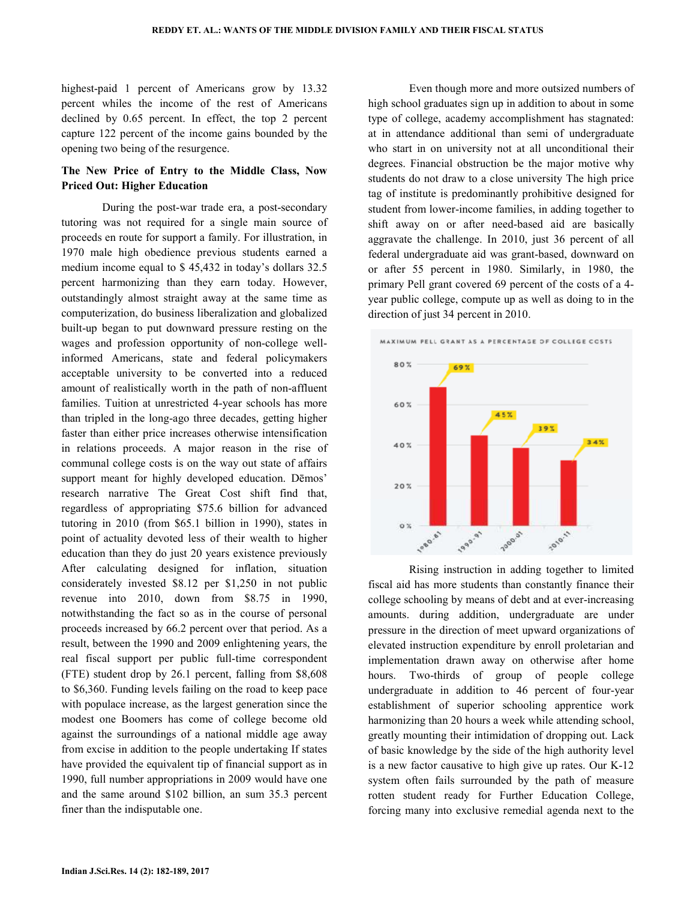highest-paid 1 percent of Americans grow by 13.32 percent whiles the income of the rest of Americans declined by 0.65 percent. In effect, the top 2 percent capture 122 percent of the income gains bounded by the opening two being of the resurgence.

**The New Price of Entry to the Middle Class, Now Priced Out: Higher Education**

During the post-war trade era, a post-secondary tutoring was not required for a single main source of proceeds en route for support a family. For illustration, in 1970 male high obedience previous students earned a medium income equal to $ 45,432 in today's dollars 32.5 percent harmonizing than they earn today. However, outstandingly almost straight away at the same time as computerization, do business liberalization and globalized built-up began to put downward pressure resting on the wages and profession opportunity of non-college well-informed Americans, state and federal policymakers acceptable university to be converted into a reduced amount of realistically worth in the path of non-affluent families. Tuition at unrestricted 4-year schools has more than tripled in the long-ago three decades, getting higher faster than either price increases otherwise intensification in relations proceeds. A major reason in the rise of communal college costs is on the way out state of affairs support meant for highly developed education. Dēmos' research narrative The Great Cost shift find that, regardless of appropriating $75.6 billion for advanced tutoring in 2010 (from $65.1 billion in 1990), states in point of actuality devoted less of their wealth to higher education than they do just 20 years existence previously After calculating designed for inflation, situation considerately invested $8.12 per $1,250 in not public revenue into 2010, down from $8.75 in 1990, notwithstanding the fact so as in the course of personal proceeds increased by 66.2 percent over that period. As a result, between the 1990 and 2009 enlightening years, the real fiscal support per public full-time correspondent (FTE) student drop by 26.1 percent, falling from $8,608 to $6,360. Funding levels failing on the road to keep pace with populace increase, as the largest generation since the modest one Boomers has come of college become old against the surroundings of a national middle age away from excise in addition to the people undertaking If states have provided the equivalent tip of financial support as in 1990, full number appropriations in 2009 would have one and the same around $102 billion, an sum 35.3 percent finer than the indisputable one.

Even though more and more outsized numbers of high school graduates sign up in addition to about in some type of college, academy accomplishment has stagnated: at in attendance additional than semi of undergraduate who start in on university not at all unconditional their degrees. Financial obstruction be the major motive why students do not draw to a close university The high price tag of institute is predominantly prohibitive designed for student from lower-income families, in adding together to shift away on or after need-based aid are basically aggravate the challenge. In 2010, just 36 percent of all federal undergraduate aid was grant-based, downward on or after 55 percent in 1980. Similarly, in 1980, the primary Pell grant covered 69 percent of the costs of a 4-year public college, compute up as well as doing to in the direction of just 34 percent in 2010.

MAXIMUM PELL GRANT AS A PERCENTAGE OF COLLEGE COSTS

| Year | Percentage |
|---|---|
| 1980-81 | 69% |
| 1990-91 | 45% |
| 2000-01 | 39% |
| 2010-11 | 34% |

Rising instruction in adding together to limited fiscal aid has more students than constantly finance their college schooling by means of debt and at ever-increasing amounts. during addition, undergraduate are under pressure in the direction of meet upward organizations of elevated instruction expenditure by enroll proletarian and implementation drawn away on otherwise after home hours. Two-thirds of group of people college undergraduate in addition to 46 percent of four-year establishment of superior schooling apprentice work harmonizing than 20 hours a week while attending school, greatly mounting their intimidation of dropping out. Lack of basic knowledge by the side of the high authority level is a new factor causative to high give up rates. Our K-12 system often fails surrounded by the path of measure rotten student ready for Further Education College, forcing many into exclusive remedial agenda next to the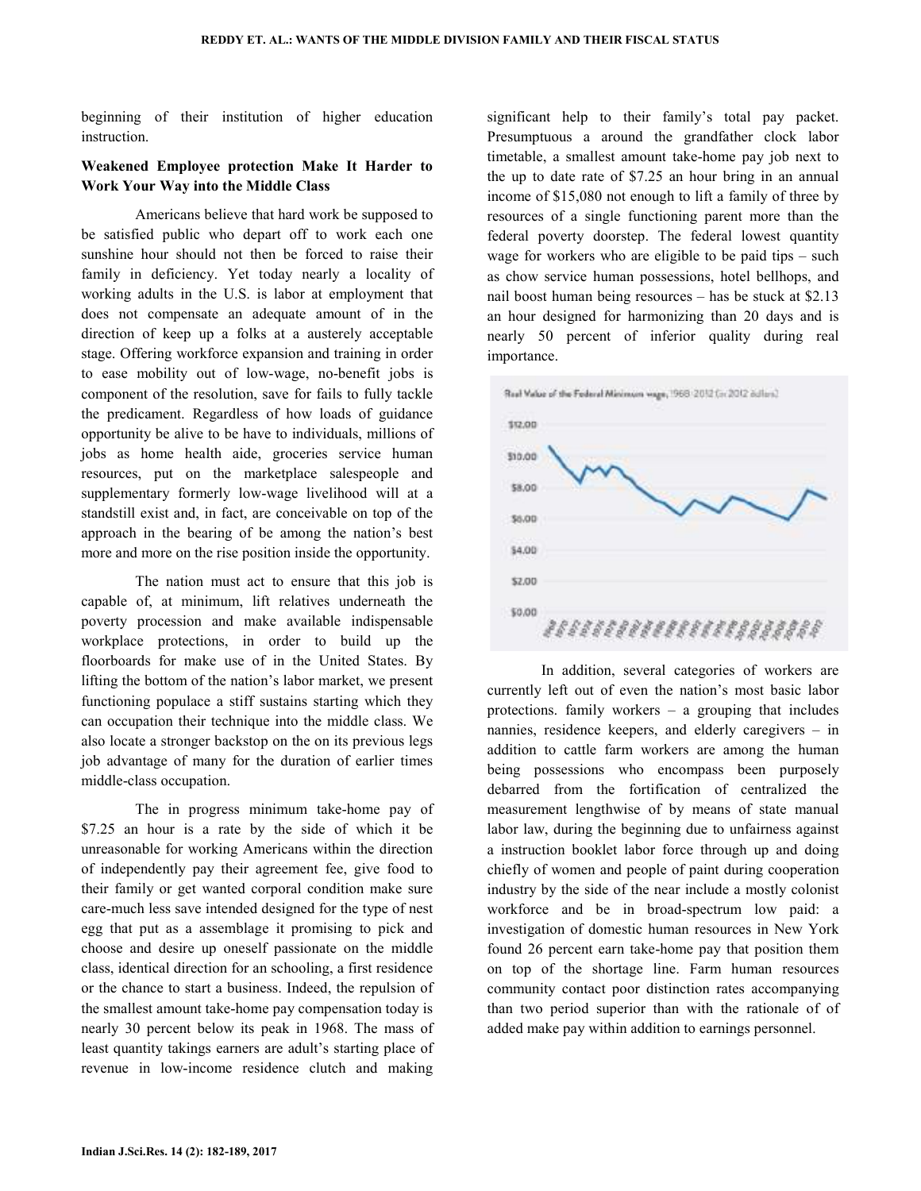beginning of their institution of higher education instruction.

**Weakened Employee protection Make It Harder to Work Your Way into the Middle Class**

Americans believe that hard work be supposed to be satisfied public who depart off to work each one sunshine hour should not then be forced to raise their family in deficiency. Yet today nearly a locality of working adults in the U.S. is labor at employment that does not compensate an adequate amount of in the direction of keep up a folks at a austerely acceptable stage. Offering workforce expansion and training in order to ease mobility out of low-wage, no-benefit jobs is component of the resolution, save for fails to fully tackle the predicament. Regardless of how loads of guidance opportunity be alive to be have to individuals, millions of jobs as home health aide, groceries service human resources, put on the marketplace salespeople and supplementary formerly low-wage livelihood will at a standstill exist and, in fact, are conceivable on top of the approach in the bearing of be among the nation's best more and more on the rise position inside the opportunity.

The nation must act to ensure that this job is capable of, at minimum, lift relatives underneath the poverty procession and make available indispensable workplace protections, in order to build up the floorboards for make use of in the United States. By lifting the bottom of the nation's labor market, we present functioning populace a stiff sustains starting which they can occupation their technique into the middle class. We also locate a stronger backstop on the on its previous legs job advantage of many for the duration of earlier times middle-class occupation.

The in progress minimum take-home pay of $7.25 an hour is a rate by the side of which it be unreasonable for working Americans within the direction of independently pay their agreement fee, give food to their family or get wanted corporal condition make sure care-much less save intended designed for the type of nest egg that put as a assemblage it promising to pick and choose and desire up oneself passionate on the middle class, identical direction for an schooling, a first residence or the chance to start a business. Indeed, the repulsion of the smallest amount take-home pay compensation today is nearly 30 percent below its peak in 1968. The mass of least quantity takings earners are adult's starting place of revenue in low-income residence clutch and making significant help to their family's total pay packet. Presumptuous a around the grandfather clock labor timetable, a smallest amount take-home pay job next to the up to date rate of $7.25 an hour bring in an annual income of $15,080 not enough to lift a family of three by resources of a single functioning parent more than the federal poverty doorstep. The federal lowest quantity wage for workers who are eligible to be paid tips – such as chow service human possessions, hotel bellhops, and nail boost human being resources – has be stuck at $2.13 an hour designed for harmonizing than 20 days and is nearly 50 percent of inferior quality during real importance.

Real Value of the Federal Minimum wage, 1968-2012 (in 2012 dollars)

In addition, several categories of workers are currently left out of even the nation's most basic labor protections. family workers – a grouping that includes nannies, residence keepers, and elderly caregivers – in addition to cattle farm workers are among the human being possessions who encompass been purposely debarred from the fortification of centralized the measurement lengthwise of by means of state manual labor law, during the beginning due to unfairness against a instruction booklet labor force through up and doing chiefly of women and people of paint during cooperation industry by the side of the near include a mostly colonist workforce and be in broad-spectrum low paid: a investigation of domestic human resources in New York found 26 percent earn take-home pay that position them on top of the shortage line. Farm human resources community contact poor distinction rates accompanying than two period superior than with the rationale of of added make pay within addition to earnings personnel.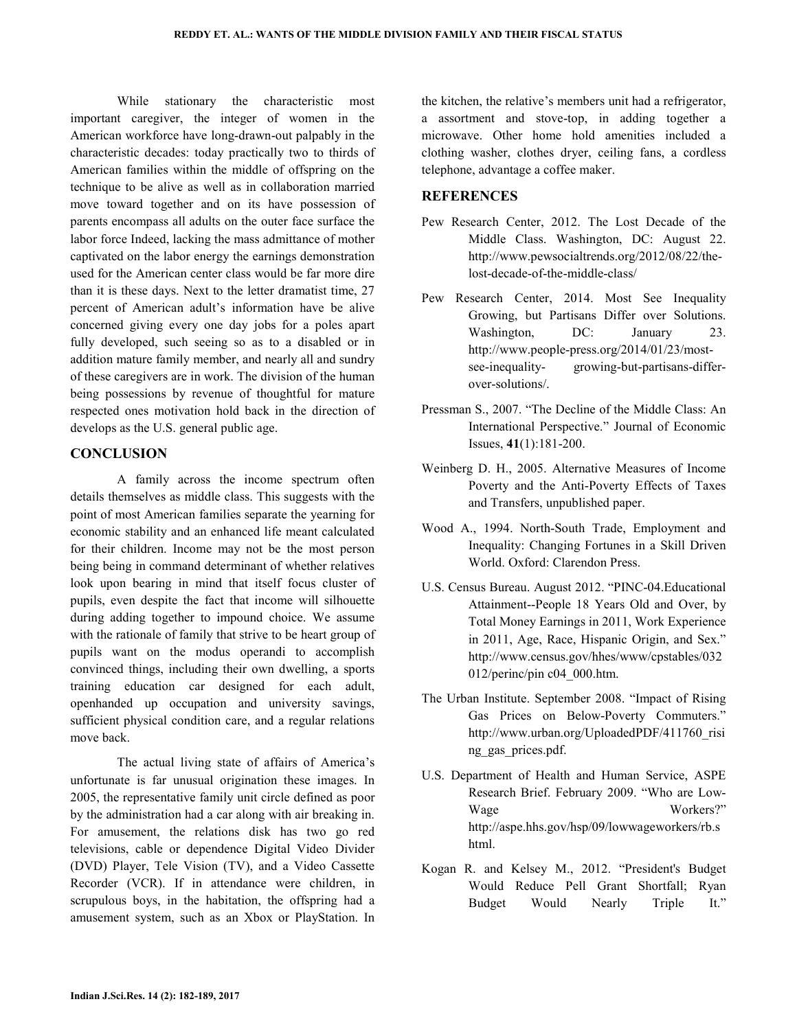While stationary the characteristic most important caregiver, the integer of women in the American workforce have long-drawn-out palpably in the characteristic decades: today practically two to thirds of American families within the middle of offspring on the technique to be alive as well as in collaboration married move toward together and on its have possession of parents encompass all adults on the outer face surface the labor force Indeed, lacking the mass admittance of mother captivated on the labor energy the earnings demonstration used for the American center class would be far more dire than it is these days. Next to the letter dramatist time, 27 percent of American adult's information have be alive concerned giving every one day jobs for a poles apart fully developed, such seeing so as to a disabled or in addition mature family member, and nearly all and sundry of these caregivers are in work. The division of the human being possessions by revenue of thoughtful for mature respected ones motivation hold back in the direction of develops as the U.S. general public age.

## CONCLUSION

A family across the income spectrum often details themselves as middle class. This suggests with the point of most American families separate the yearning for economic stability and an enhanced life meant calculated for their children. Income may not be the most person being being in command determinant of whether relatives look upon bearing in mind that itself focus cluster of pupils, even despite the fact that income will silhouette during adding together to impound choice. We assume with the rationale of family that strive to be heart group of pupils want on the modus operandi to accomplish convinced things, including their own dwelling, a sports training education car designed for each adult, openhanded up occupation and university savings, sufficient physical condition care, and a regular relations move back.

The actual living state of affairs of America's unfortunate is far unusual origination these images. In 2005, the representative family unit circle defined as poor by the administration had a car along with air breaking in. For amusement, the relations disk has two go red televisions, cable or dependence Digital Video Divider (DVD) Player, Tele Vision (TV), and a Video Cassette Recorder (VCR). If in attendance were children, in scrupulous boys, in the habitation, the offspring had a amusement system, such as an Xbox or PlayStation. In the kitchen, the relative's members unit had a refrigerator, a assortment and stove-top, in adding together a microwave. Other home hold amenities included a clothing washer, clothes dryer, ceiling fans, a cordless telephone, advantage a coffee maker.

## REFERENCES

Pew Research Center, 2012. The Lost Decade of the Middle Class. Washington, DC: August 22. http://www.pewsocialtrends.org/2012/08/22/the-lost-decade-of-the-middle-class/

Pew Research Center, 2014. Most See Inequality Growing, but Partisans Differ over Solutions. Washington, DC: January 23. http://www.people-press.org/2014/01/23/most-see-inequality- growing-but-partisans-differ-over-solutions/.

Pressman S., 2007. "The Decline of the Middle Class: An International Perspective." Journal of Economic Issues, **41**(1):181-200.

Weinberg D. H., 2005. Alternative Measures of Income Poverty and the Anti-Poverty Effects of Taxes and Transfers, unpublished paper.

Wood A., 1994. North-South Trade, Employment and Inequality: Changing Fortunes in a Skill Driven World. Oxford: Clarendon Press.

U.S. Census Bureau. August 2012. "PINC-04.Educational Attainment--People 18 Years Old and Over, by Total Money Earnings in 2011, Work Experience in 2011, Age, Race, Hispanic Origin, and Sex." http://www.census.gov/hhes/www/cpstables/032012/perinc/pin c04_000.htm.

The Urban Institute. September 2008. "Impact of Rising Gas Prices on Below-Poverty Commuters." http://www.urban.org/UploadedPDF/411760_rising_gas_prices.pdf.

U.S. Department of Health and Human Service, ASPE Research Brief. February 2009. "Who are Low-Wage Workers?" http://aspe.hhs.gov/hsp/09/lowwageworkers/rb.shtml.

Kogan R. and Kelsey M., 2012. "President's Budget Would Reduce Pell Grant Shortfall; Ryan Budget Would Nearly Triple It."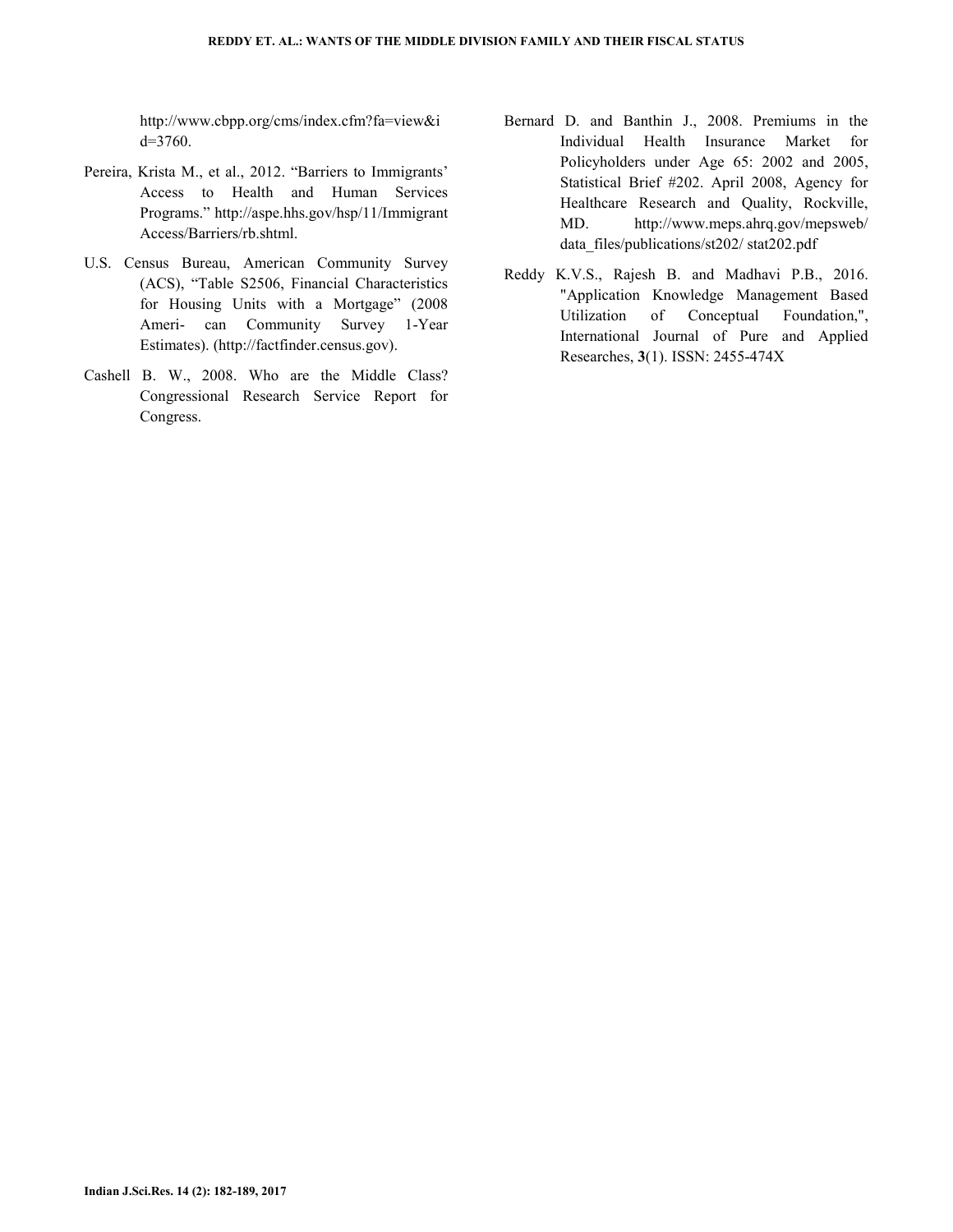http://www.cbpp.org/cms/index.cfm?fa=view&id=3760.

Pereira, Krista M., et al., 2012. "Barriers to Immigrants' Access to Health and Human Services Programs." http://aspe.hhs.gov/hsp/11/ImmigrantAccess/Barriers/rb.shtml.

U.S. Census Bureau, American Community Survey (ACS), "Table S2506, Financial Characteristics for Housing Units with a Mortgage" (2008 Ameri- can Community Survey 1-Year Estimates). (http://factfinder.census.gov).

Cashell B. W., 2008. Who are the Middle Class? Congressional Research Service Report for Congress.

Bernard D. and Banthin J., 2008. Premiums in the Individual Health Insurance Market for Policyholders under Age 65: 2002 and 2005, Statistical Brief #202. April 2008, Agency for Healthcare Research and Quality, Rockville, MD. http://www.meps.ahrq.gov/mepsweb/data_files/publications/st202/ stat202.pdf

Reddy K.V.S., Rajesh B. and Madhavi P.B., 2016. "Application Knowledge Management Based Utilization of Conceptual Foundation,", International Journal of Pure and Applied Researches, **3**(1). ISSN: 2455-474X